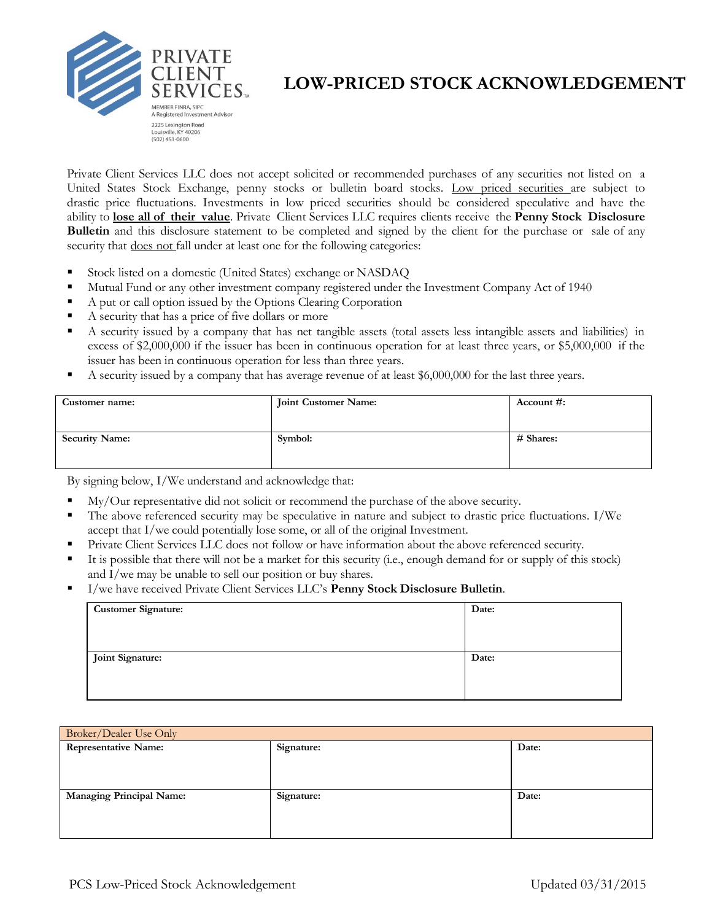PRIVATE CLIENT SERVICES™

MEMBER FINRA, SIPC
A Registered Investment Advisor
2225 Lexington Road
Louisville, KY 40206
(502) 451-0600

# LOW-PRICED STOCK ACKNOWLEDGEMENT

Private Client Services LLC does not accept solicited or recommended purchases of any securities not listed on a United States Stock Exchange, penny stocks or bulletin board stocks. Low priced securities are subject to drastic price fluctuations. Investments in low priced securities should be considered speculative and have the ability to **lose all of their value**. Private Client Services LLC requires clients receive the **Penny Stock Disclosure Bulletin** and this disclosure statement to be completed and signed by the client for the purchase or sale of any security that does not fall under at least one for the following categories:

- Stock listed on a domestic (United States) exchange or NASDAQ
- Mutual Fund or any other investment company registered under the Investment Company Act of 1940
- A put or call option issued by the Options Clearing Corporation
- A security that has a price of five dollars or more
- A security issued by a company that has net tangible assets (total assets less intangible assets and liabilities) in excess of $2,000,000 if the issuer has been in continuous operation for at least three years, or $5,000,000 if the issuer has been in continuous operation for less than three years.
- A security issued by a company that has average revenue of at least $6,000,000 for the last three years.

| Customer name: | Joint Customer Name: | Account #: |
|---|---|---|
| **Security Name:** | **Symbol:** | **# Shares:** |

By signing below, I/We understand and acknowledge that:

- My/Our representative did not solicit or recommend the purchase of the above security.
- The above referenced security may be speculative in nature and subject to drastic price fluctuations. I/We accept that I/we could potentially lose some, or all of the original Investment.
- Private Client Services LLC does not follow or have information about the above referenced security.
- It is possible that there will not be a market for this security (i.e., enough demand for or supply of this stock) and I/we may be unable to sell our position or buy shares.
- I/we have received Private Client Services LLC's **Penny Stock Disclosure Bulletin**.

| Customer Signature: | Date: |
|---|---|
| **Joint Signature:** | **Date:** |

| Broker/Dealer Use Only | | |
|---|---|---|
| **Representative Name:** | **Signature:** | **Date:** |
| **Managing Principal Name:** | **Signature:** | **Date:** |

PCS Low-Priced Stock Acknowledgement Updated 03/31/2015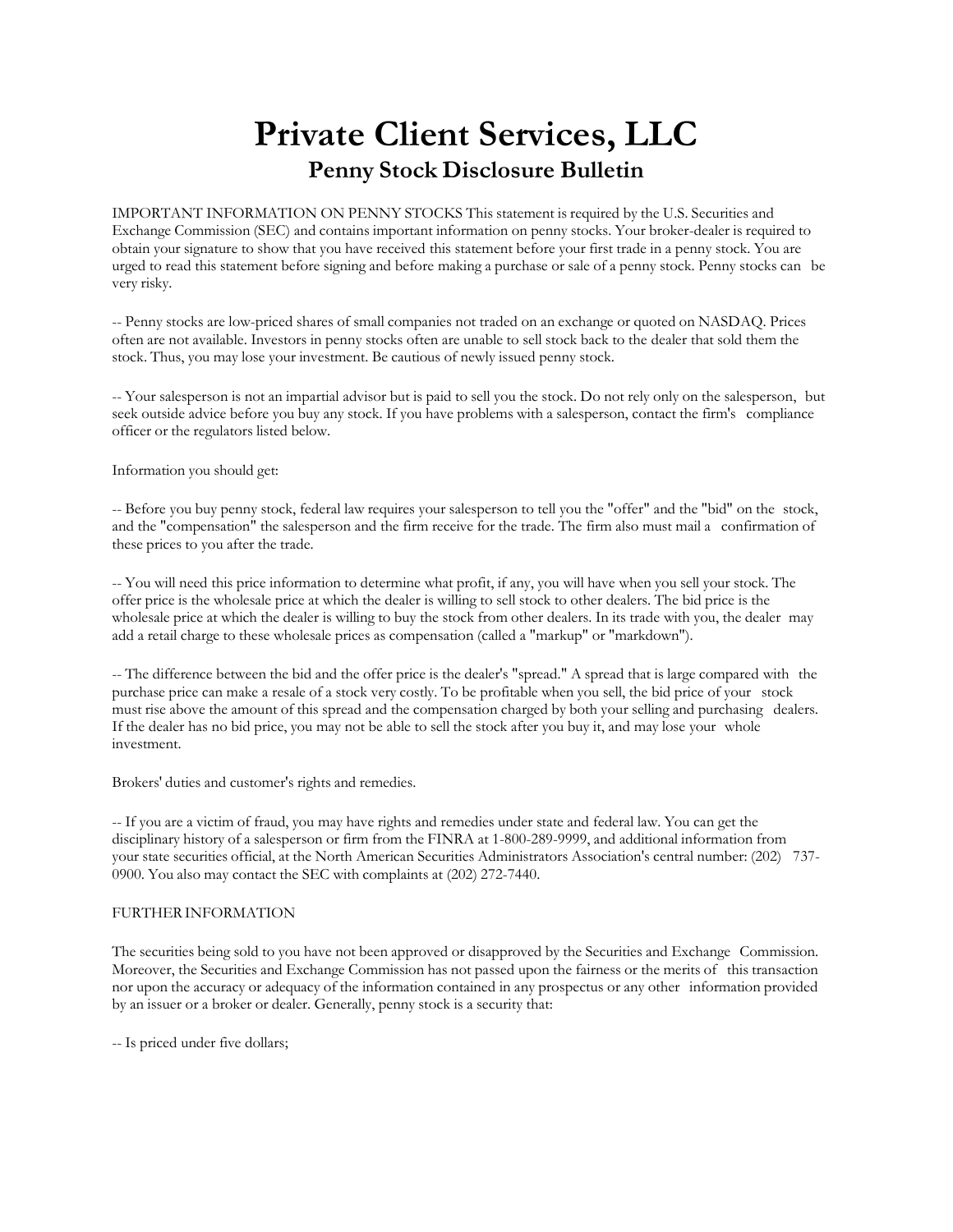# Private Client Services, LLC

## Penny Stock Disclosure Bulletin

IMPORTANT INFORMATION ON PENNY STOCKS This statement is required by the U.S. Securities and Exchange Commission (SEC) and contains important information on penny stocks. Your broker-dealer is required to obtain your signature to show that you have received this statement before your first trade in a penny stock. You are urged to read this statement before signing and before making a purchase or sale of a penny stock. Penny stocks can be very risky.

-- Penny stocks are low-priced shares of small companies not traded on an exchange or quoted on NASDAQ. Prices often are not available. Investors in penny stocks often are unable to sell stock back to the dealer that sold them the stock. Thus, you may lose your investment. Be cautious of newly issued penny stock.

-- Your salesperson is not an impartial advisor but is paid to sell you the stock. Do not rely only on the salesperson, but seek outside advice before you buy any stock. If you have problems with a salesperson, contact the firm's compliance officer or the regulators listed below.

Information you should get:

-- Before you buy penny stock, federal law requires your salesperson to tell you the "offer" and the "bid" on the stock, and the "compensation" the salesperson and the firm receive for the trade. The firm also must mail a confirmation of these prices to you after the trade.

-- You will need this price information to determine what profit, if any, you will have when you sell your stock. The offer price is the wholesale price at which the dealer is willing to sell stock to other dealers. The bid price is the wholesale price at which the dealer is willing to buy the stock from other dealers. In its trade with you, the dealer may add a retail charge to these wholesale prices as compensation (called a "markup" or "markdown").

-- The difference between the bid and the offer price is the dealer's "spread." A spread that is large compared with the purchase price can make a resale of a stock very costly. To be profitable when you sell, the bid price of your stock must rise above the amount of this spread and the compensation charged by both your selling and purchasing dealers. If the dealer has no bid price, you may not be able to sell the stock after you buy it, and may lose your whole investment.

Brokers' duties and customer's rights and remedies.

-- If you are a victim of fraud, you may have rights and remedies under state and federal law. You can get the disciplinary history of a salesperson or firm from the FINRA at 1-800-289-9999, and additional information from your state securities official, at the North American Securities Administrators Association's central number: (202) 737-0900. You also may contact the SEC with complaints at (202) 272-7440.

FURTHER INFORMATION

The securities being sold to you have not been approved or disapproved by the Securities and Exchange Commission. Moreover, the Securities and Exchange Commission has not passed upon the fairness or the merits of this transaction nor upon the accuracy or adequacy of the information contained in any prospectus or any other information provided by an issuer or a broker or dealer. Generally, penny stock is a security that:

-- Is priced under five dollars;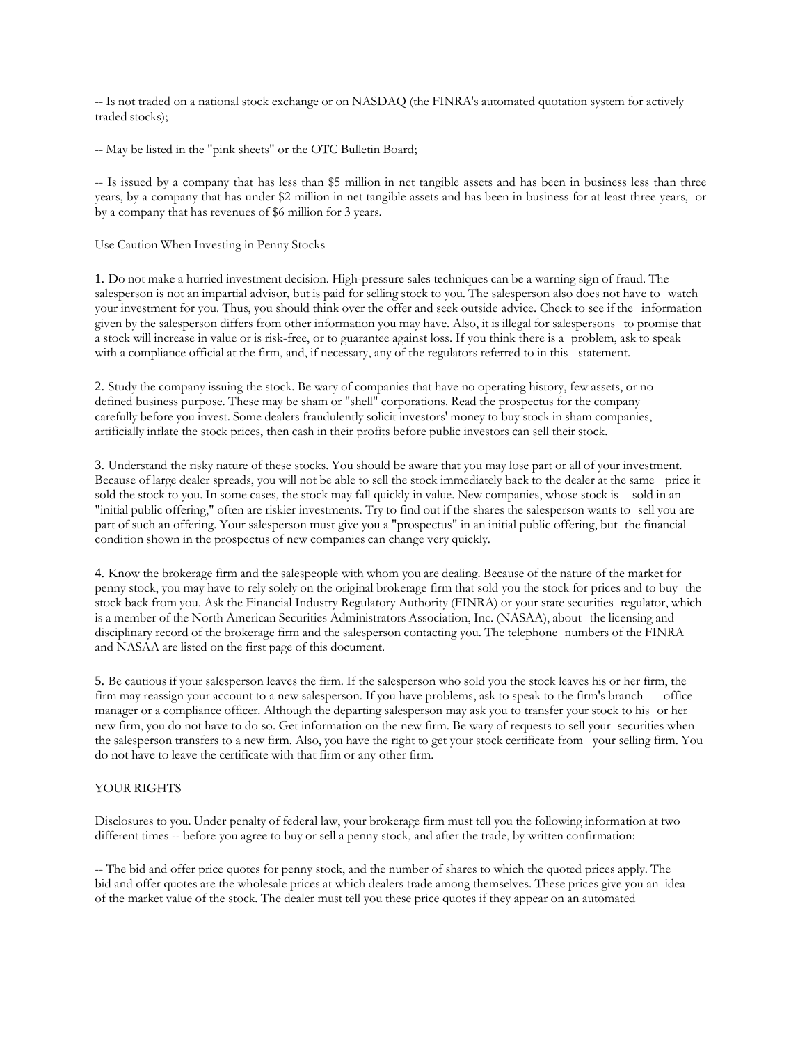-- Is not traded on a national stock exchange or on NASDAQ (the FINRA's automated quotation system for actively traded stocks);

-- May be listed in the "pink sheets" or the OTC Bulletin Board;

-- Is issued by a company that has less than $5 million in net tangible assets and has been in business less than three years, by a company that has under $2 million in net tangible assets and has been in business for at least three years, or by a company that has revenues of $6 million for 3 years.

Use Caution When Investing in Penny Stocks

1. Do not make a hurried investment decision. High-pressure sales techniques can be a warning sign of fraud. The salesperson is not an impartial advisor, but is paid for selling stock to you. The salesperson also does not have to watch your investment for you. Thus, you should think over the offer and seek outside advice. Check to see if the information given by the salesperson differs from other information you may have. Also, it is illegal for salespersons to promise that a stock will increase in value or is risk-free, or to guarantee against loss. If you think there is a problem, ask to speak with a compliance official at the firm, and, if necessary, any of the regulators referred to in this statement.

2. Study the company issuing the stock. Be wary of companies that have no operating history, few assets, or no defined business purpose. These may be sham or "shell" corporations. Read the prospectus for the company carefully before you invest. Some dealers fraudulently solicit investors' money to buy stock in sham companies, artificially inflate the stock prices, then cash in their profits before public investors can sell their stock.

3. Understand the risky nature of these stocks. You should be aware that you may lose part or all of your investment. Because of large dealer spreads, you will not be able to sell the stock immediately back to the dealer at the same price it sold the stock to you. In some cases, the stock may fall quickly in value. New companies, whose stock is sold in an "initial public offering," often are riskier investments. Try to find out if the shares the salesperson wants to sell you are part of such an offering. Your salesperson must give you a "prospectus" in an initial public offering, but the financial condition shown in the prospectus of new companies can change very quickly.

4. Know the brokerage firm and the salespeople with whom you are dealing. Because of the nature of the market for penny stock, you may have to rely solely on the original brokerage firm that sold you the stock for prices and to buy the stock back from you. Ask the Financial Industry Regulatory Authority (FINRA) or your state securities regulator, which is a member of the North American Securities Administrators Association, Inc. (NASAA), about the licensing and disciplinary record of the brokerage firm and the salesperson contacting you. The telephone numbers of the FINRA and NASAA are listed on the first page of this document.

5. Be cautious if your salesperson leaves the firm. If the salesperson who sold you the stock leaves his or her firm, the firm may reassign your account to a new salesperson. If you have problems, ask to speak to the firm's branch office manager or a compliance officer. Although the departing salesperson may ask you to transfer your stock to his or her new firm, you do not have to do so. Get information on the new firm. Be wary of requests to sell your securities when the salesperson transfers to a new firm. Also, you have the right to get your stock certificate from your selling firm. You do not have to leave the certificate with that firm or any other firm.

YOUR RIGHTS

Disclosures to you. Under penalty of federal law, your brokerage firm must tell you the following information at two different times -- before you agree to buy or sell a penny stock, and after the trade, by written confirmation:

-- The bid and offer price quotes for penny stock, and the number of shares to which the quoted prices apply. The bid and offer quotes are the wholesale prices at which dealers trade among themselves. These prices give you an idea of the market value of the stock. The dealer must tell you these price quotes if they appear on an automated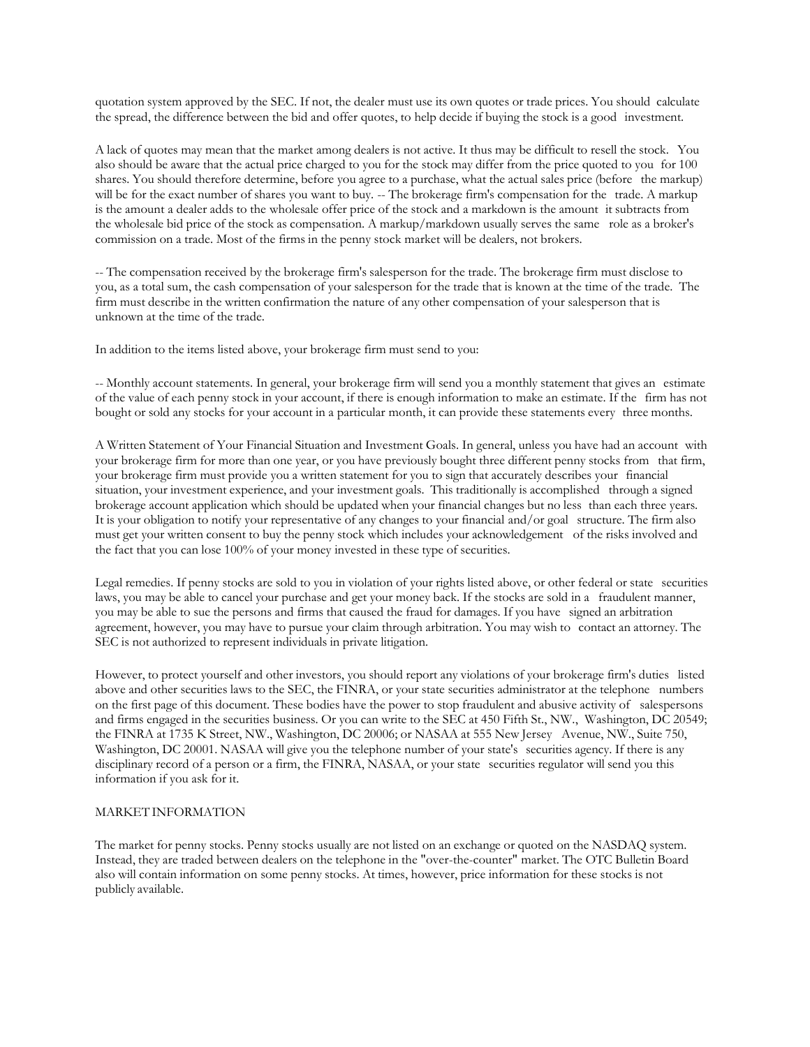quotation system approved by the SEC. If not, the dealer must use its own quotes or trade prices. You should calculate the spread, the difference between the bid and offer quotes, to help decide if buying the stock is a good investment.

A lack of quotes may mean that the market among dealers is not active. It thus may be difficult to resell the stock. You also should be aware that the actual price charged to you for the stock may differ from the price quoted to you for 100 shares. You should therefore determine, before you agree to a purchase, what the actual sales price (before the markup) will be for the exact number of shares you want to buy. -- The brokerage firm's compensation for the trade. A markup is the amount a dealer adds to the wholesale offer price of the stock and a markdown is the amount it subtracts from the wholesale bid price of the stock as compensation. A markup/markdown usually serves the same role as a broker's commission on a trade. Most of the firms in the penny stock market will be dealers, not brokers.

-- The compensation received by the brokerage firm's salesperson for the trade. The brokerage firm must disclose to you, as a total sum, the cash compensation of your salesperson for the trade that is known at the time of the trade. The firm must describe in the written confirmation the nature of any other compensation of your salesperson that is unknown at the time of the trade.

In addition to the items listed above, your brokerage firm must send to you:

-- Monthly account statements. In general, your brokerage firm will send you a monthly statement that gives an estimate of the value of each penny stock in your account, if there is enough information to make an estimate. If the firm has not bought or sold any stocks for your account in a particular month, it can provide these statements every three months.

A Written Statement of Your Financial Situation and Investment Goals. In general, unless you have had an account with your brokerage firm for more than one year, or you have previously bought three different penny stocks from that firm, your brokerage firm must provide you a written statement for you to sign that accurately describes your financial situation, your investment experience, and your investment goals. This traditionally is accomplished through a signed brokerage account application which should be updated when your financial changes but no less than each three years. It is your obligation to notify your representative of any changes to your financial and/or goal structure. The firm also must get your written consent to buy the penny stock which includes your acknowledgement of the risks involved and the fact that you can lose 100% of your money invested in these type of securities.

Legal remedies. If penny stocks are sold to you in violation of your rights listed above, or other federal or state securities laws, you may be able to cancel your purchase and get your money back. If the stocks are sold in a fraudulent manner, you may be able to sue the persons and firms that caused the fraud for damages. If you have signed an arbitration agreement, however, you may have to pursue your claim through arbitration. You may wish to contact an attorney. The SEC is not authorized to represent individuals in private litigation.

However, to protect yourself and other investors, you should report any violations of your brokerage firm's duties listed above and other securities laws to the SEC, the FINRA, or your state securities administrator at the telephone numbers on the first page of this document. These bodies have the power to stop fraudulent and abusive activity of salespersons and firms engaged in the securities business. Or you can write to the SEC at 450 Fifth St., NW., Washington, DC 20549; the FINRA at 1735 K Street, NW., Washington, DC 20006; or NASAA at 555 New Jersey Avenue, NW., Suite 750, Washington, DC 20001. NASAA will give you the telephone number of your state's securities agency. If there is any disciplinary record of a person or a firm, the FINRA, NASAA, or your state securities regulator will send you this information if you ask for it.

MARKET INFORMATION

The market for penny stocks. Penny stocks usually are not listed on an exchange or quoted on the NASDAQ system. Instead, they are traded between dealers on the telephone in the "over-the-counter" market. The OTC Bulletin Board also will contain information on some penny stocks. At times, however, price information for these stocks is not publicly available.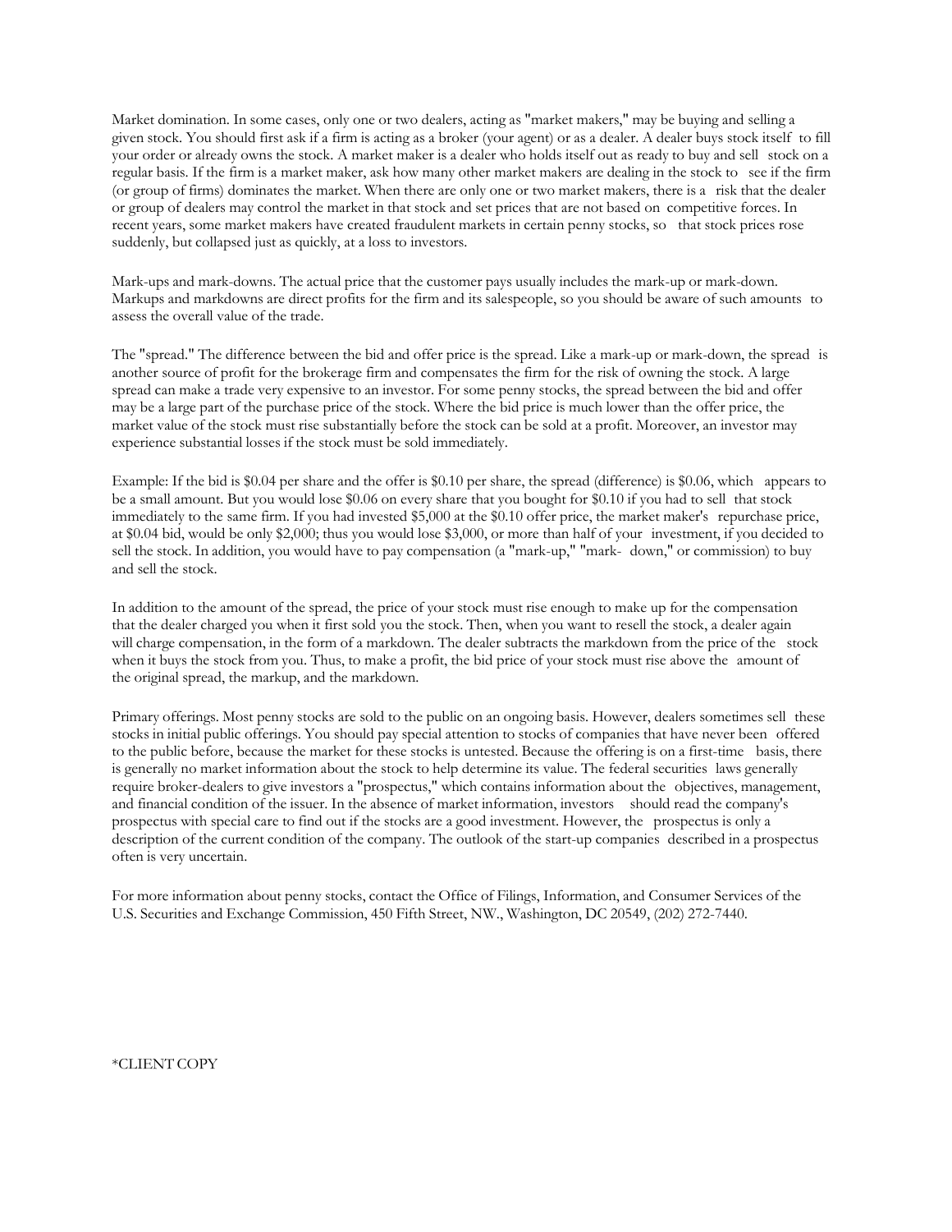Market domination. In some cases, only one or two dealers, acting as "market makers," may be buying and selling a given stock. You should first ask if a firm is acting as a broker (your agent) or as a dealer. A dealer buys stock itself to fill your order or already owns the stock. A market maker is a dealer who holds itself out as ready to buy and sell stock on a regular basis. If the firm is a market maker, ask how many other market makers are dealing in the stock to see if the firm (or group of firms) dominates the market. When there are only one or two market makers, there is a risk that the dealer or group of dealers may control the market in that stock and set prices that are not based on competitive forces. In recent years, some market makers have created fraudulent markets in certain penny stocks, so that stock prices rose suddenly, but collapsed just as quickly, at a loss to investors.

Mark-ups and mark-downs. The actual price that the customer pays usually includes the mark-up or mark-down. Markups and markdowns are direct profits for the firm and its salespeople, so you should be aware of such amounts to assess the overall value of the trade.

The "spread." The difference between the bid and offer price is the spread. Like a mark-up or mark-down, the spread is another source of profit for the brokerage firm and compensates the firm for the risk of owning the stock. A large spread can make a trade very expensive to an investor. For some penny stocks, the spread between the bid and offer may be a large part of the purchase price of the stock. Where the bid price is much lower than the offer price, the market value of the stock must rise substantially before the stock can be sold at a profit. Moreover, an investor may experience substantial losses if the stock must be sold immediately.

Example: If the bid is $0.04 per share and the offer is $0.10 per share, the spread (difference) is $0.06, which appears to be a small amount. But you would lose $0.06 on every share that you bought for $0.10 if you had to sell that stock immediately to the same firm. If you had invested $5,000 at the $0.10 offer price, the market maker's repurchase price, at $0.04 bid, would be only $2,000; thus you would lose $3,000, or more than half of your investment, if you decided to sell the stock. In addition, you would have to pay compensation (a "mark-up," "mark- down," or commission) to buy and sell the stock.

In addition to the amount of the spread, the price of your stock must rise enough to make up for the compensation that the dealer charged you when it first sold you the stock. Then, when you want to resell the stock, a dealer again will charge compensation, in the form of a markdown. The dealer subtracts the markdown from the price of the stock when it buys the stock from you. Thus, to make a profit, the bid price of your stock must rise above the amount of the original spread, the markup, and the markdown.

Primary offerings. Most penny stocks are sold to the public on an ongoing basis. However, dealers sometimes sell these stocks in initial public offerings. You should pay special attention to stocks of companies that have never been offered to the public before, because the market for these stocks is untested. Because the offering is on a first-time basis, there is generally no market information about the stock to help determine its value. The federal securities laws generally require broker-dealers to give investors a "prospectus," which contains information about the objectives, management, and financial condition of the issuer. In the absence of market information, investors should read the company's prospectus with special care to find out if the stocks are a good investment. However, the prospectus is only a description of the current condition of the company. The outlook of the start-up companies described in a prospectus often is very uncertain.

For more information about penny stocks, contact the Office of Filings, Information, and Consumer Services of the U.S. Securities and Exchange Commission, 450 Fifth Street, NW., Washington, DC 20549, (202) 272-7440.

*CLIENT COPY